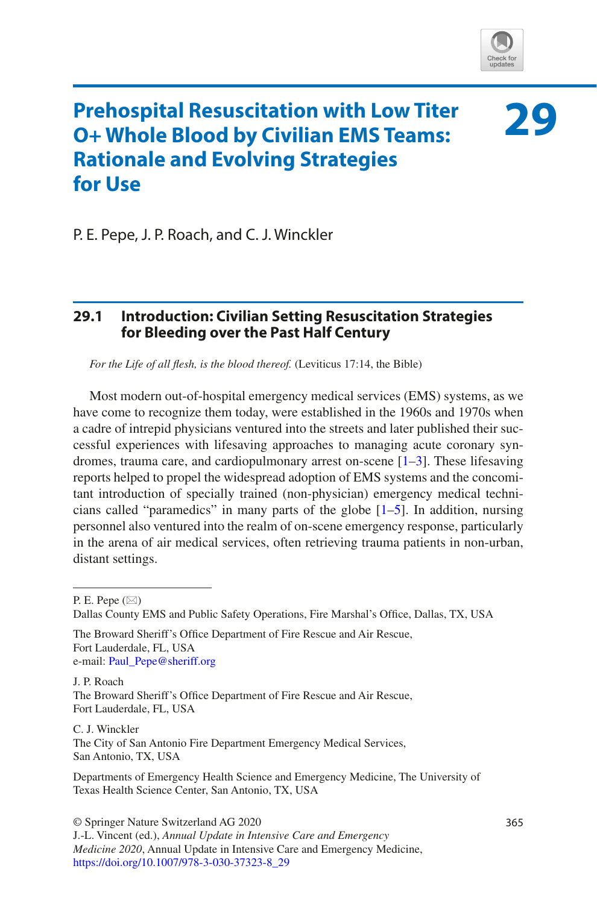# Prehospital Resuscitation with Low Titer O+ Whole Blood by Civilian EMS Teams: Rationale and Evolving Strategies for Use

**29**

P. E. Pepe, J. P. Roach, and C. J. Winckler

## 29.1 Introduction: Civilian Setting Resuscitation Strategies for Bleeding over the Past Half Century

*For the Life of all flesh, is the blood thereof.* (Leviticus 17:14, the Bible)

Most modern out-of-hospital emergency medical services (EMS) systems, as we have come to recognize them today, were established in the 1960s and 1970s when a cadre of intrepid physicians ventured into the streets and later published their successful experiences with lifesaving approaches to managing acute coronary syndromes, trauma care, and cardiopulmonary arrest on-scene [1–3]. These lifesaving reports helped to propel the widespread adoption of EMS systems and the concomitant introduction of specially trained (non-physician) emergency medical technicians called "paramedics" in many parts of the globe [1–5]. In addition, nursing personnel also ventured into the realm of on-scene emergency response, particularly in the arena of air medical services, often retrieving trauma patients in non-urban, distant settings.

---

P. E. Pepe (✉)
Dallas County EMS and Public Safety Operations, Fire Marshal's Office, Dallas, TX, USA

The Broward Sheriff's Office Department of Fire Rescue and Air Rescue, Fort Lauderdale, FL, USA
e-mail: Paul_Pepe@sheriff.org

J. P. Roach
The Broward Sheriff's Office Department of Fire Rescue and Air Rescue, Fort Lauderdale, FL, USA

C. J. Winckler
The City of San Antonio Fire Department Emergency Medical Services, San Antonio, TX, USA

Departments of Emergency Health Science and Emergency Medicine, The University of Texas Health Science Center, San Antonio, TX, USA

© Springer Nature Switzerland AG 2020
J.-L. Vincent (ed.), *Annual Update in Intensive Care and Emergency Medicine 2020*, Annual Update in Intensive Care and Emergency Medicine,
https://doi.org/10.1007/978-3-030-37323-8_29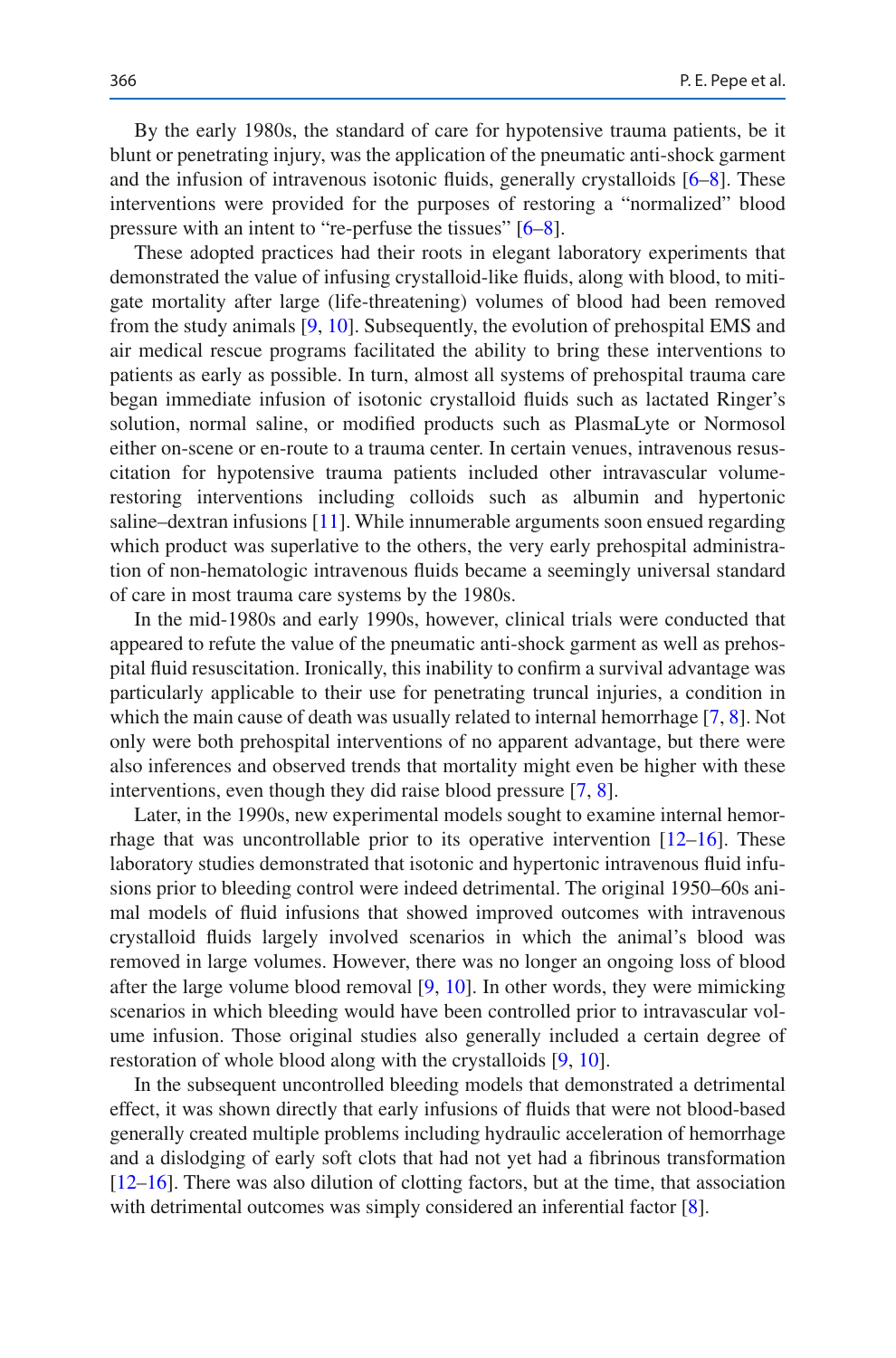By the early 1980s, the standard of care for hypotensive trauma patients, be it blunt or penetrating injury, was the application of the pneumatic anti-shock garment and the infusion of intravenous isotonic fluids, generally crystalloids [6–8]. These interventions were provided for the purposes of restoring a "normalized" blood pressure with an intent to "re-perfuse the tissues" [6–8].

These adopted practices had their roots in elegant laboratory experiments that demonstrated the value of infusing crystalloid-like fluids, along with blood, to mitigate mortality after large (life-threatening) volumes of blood had been removed from the study animals [9, 10]. Subsequently, the evolution of prehospital EMS and air medical rescue programs facilitated the ability to bring these interventions to patients as early as possible. In turn, almost all systems of prehospital trauma care began immediate infusion of isotonic crystalloid fluids such as lactated Ringer's solution, normal saline, or modified products such as PlasmaLyte or Normosol either on-scene or en-route to a trauma center. In certain venues, intravenous resuscitation for hypotensive trauma patients included other intravascular volume-restoring interventions including colloids such as albumin and hypertonic saline–dextran infusions [11]. While innumerable arguments soon ensued regarding which product was superlative to the others, the very early prehospital administration of non-hematologic intravenous fluids became a seemingly universal standard of care in most trauma care systems by the 1980s.

In the mid-1980s and early 1990s, however, clinical trials were conducted that appeared to refute the value of the pneumatic anti-shock garment as well as prehospital fluid resuscitation. Ironically, this inability to confirm a survival advantage was particularly applicable to their use for penetrating truncal injuries, a condition in which the main cause of death was usually related to internal hemorrhage [7, 8]. Not only were both prehospital interventions of no apparent advantage, but there were also inferences and observed trends that mortality might even be higher with these interventions, even though they did raise blood pressure [7, 8].

Later, in the 1990s, new experimental models sought to examine internal hemorrhage that was uncontrollable prior to its operative intervention [12–16]. These laboratory studies demonstrated that isotonic and hypertonic intravenous fluid infusions prior to bleeding control were indeed detrimental. The original 1950–60s animal models of fluid infusions that showed improved outcomes with intravenous crystalloid fluids largely involved scenarios in which the animal's blood was removed in large volumes. However, there was no longer an ongoing loss of blood after the large volume blood removal [9, 10]. In other words, they were mimicking scenarios in which bleeding would have been controlled prior to intravascular volume infusion. Those original studies also generally included a certain degree of restoration of whole blood along with the crystalloids [9, 10].

In the subsequent uncontrolled bleeding models that demonstrated a detrimental effect, it was shown directly that early infusions of fluids that were not blood-based generally created multiple problems including hydraulic acceleration of hemorrhage and a dislodging of early soft clots that had not yet had a fibrinous transformation [12–16]. There was also dilution of clotting factors, but at the time, that association with detrimental outcomes was simply considered an inferential factor [8].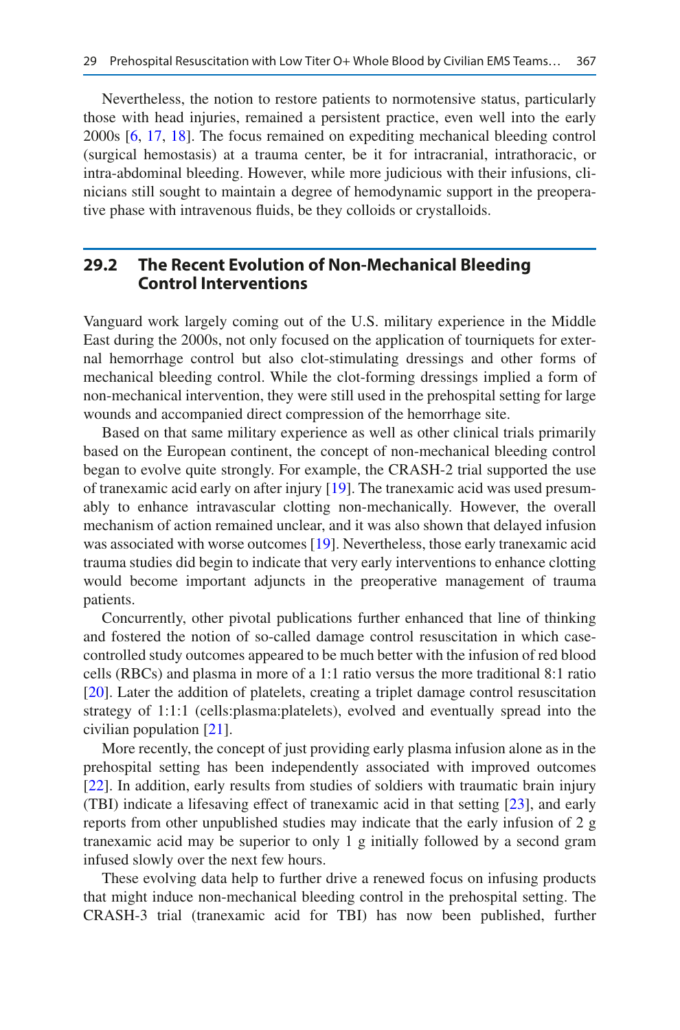Nevertheless, the notion to restore patients to normotensive status, particularly those with head injuries, remained a persistent practice, even well into the early 2000s [6, 17, 18]. The focus remained on expediting mechanical bleeding control (surgical hemostasis) at a trauma center, be it for intracranial, intrathoracic, or intra-abdominal bleeding. However, while more judicious with their infusions, clinicians still sought to maintain a degree of hemodynamic support in the preoperative phase with intravenous fluids, be they colloids or crystalloids.

## 29.2 The Recent Evolution of Non-Mechanical Bleeding Control Interventions

Vanguard work largely coming out of the U.S. military experience in the Middle East during the 2000s, not only focused on the application of tourniquets for external hemorrhage control but also clot-stimulating dressings and other forms of mechanical bleeding control. While the clot-forming dressings implied a form of non-mechanical intervention, they were still used in the prehospital setting for large wounds and accompanied direct compression of the hemorrhage site.

Based on that same military experience as well as other clinical trials primarily based on the European continent, the concept of non-mechanical bleeding control began to evolve quite strongly. For example, the CRASH-2 trial supported the use of tranexamic acid early on after injury [19]. The tranexamic acid was used presumably to enhance intravascular clotting non-mechanically. However, the overall mechanism of action remained unclear, and it was also shown that delayed infusion was associated with worse outcomes [19]. Nevertheless, those early tranexamic acid trauma studies did begin to indicate that very early interventions to enhance clotting would become important adjuncts in the preoperative management of trauma patients.

Concurrently, other pivotal publications further enhanced that line of thinking and fostered the notion of so-called damage control resuscitation in which case-controlled study outcomes appeared to be much better with the infusion of red blood cells (RBCs) and plasma in more of a 1:1 ratio versus the more traditional 8:1 ratio [20]. Later the addition of platelets, creating a triplet damage control resuscitation strategy of 1:1:1 (cells:plasma:platelets), evolved and eventually spread into the civilian population [21].

More recently, the concept of just providing early plasma infusion alone as in the prehospital setting has been independently associated with improved outcomes [22]. In addition, early results from studies of soldiers with traumatic brain injury (TBI) indicate a lifesaving effect of tranexamic acid in that setting [23], and early reports from other unpublished studies may indicate that the early infusion of 2 g tranexamic acid may be superior to only 1 g initially followed by a second gram infused slowly over the next few hours.

These evolving data help to further drive a renewed focus on infusing products that might induce non-mechanical bleeding control in the prehospital setting. The CRASH-3 trial (tranexamic acid for TBI) has now been published, further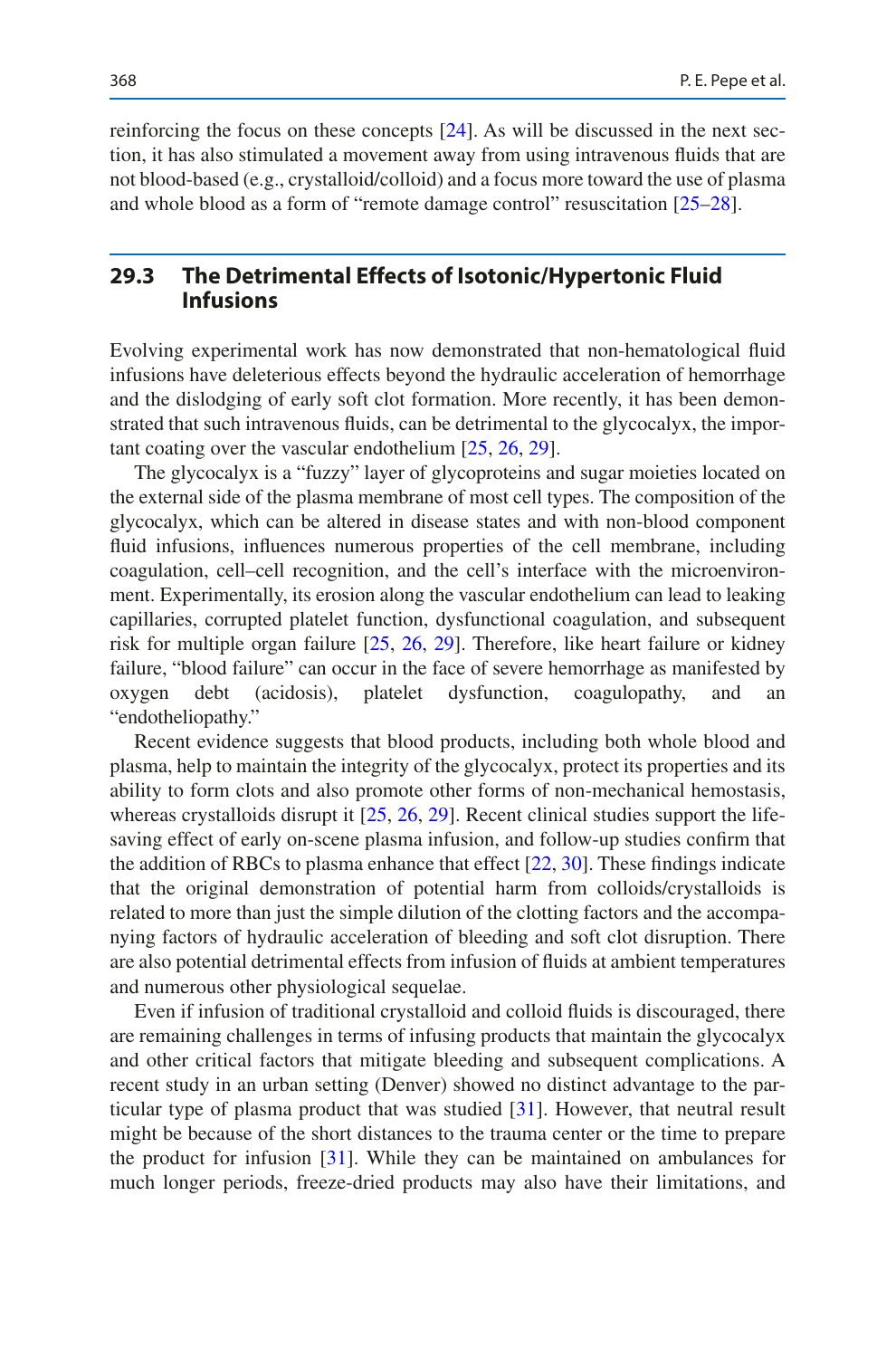reinforcing the focus on these concepts [24]. As will be discussed in the next section, it has also stimulated a movement away from using intravenous fluids that are not blood-based (e.g., crystalloid/colloid) and a focus more toward the use of plasma and whole blood as a form of "remote damage control" resuscitation [25–28].

## 29.3 The Detrimental Effects of Isotonic/Hypertonic Fluid Infusions

Evolving experimental work has now demonstrated that non-hematological fluid infusions have deleterious effects beyond the hydraulic acceleration of hemorrhage and the dislodging of early soft clot formation. More recently, it has been demonstrated that such intravenous fluids, can be detrimental to the glycocalyx, the important coating over the vascular endothelium [25, 26, 29].

The glycocalyx is a "fuzzy" layer of glycoproteins and sugar moieties located on the external side of the plasma membrane of most cell types. The composition of the glycocalyx, which can be altered in disease states and with non-blood component fluid infusions, influences numerous properties of the cell membrane, including coagulation, cell–cell recognition, and the cell's interface with the microenvironment. Experimentally, its erosion along the vascular endothelium can lead to leaking capillaries, corrupted platelet function, dysfunctional coagulation, and subsequent risk for multiple organ failure [25, 26, 29]. Therefore, like heart failure or kidney failure, "blood failure" can occur in the face of severe hemorrhage as manifested by oxygen debt (acidosis), platelet dysfunction, coagulopathy, and an "endotheliopathy."

Recent evidence suggests that blood products, including both whole blood and plasma, help to maintain the integrity of the glycocalyx, protect its properties and its ability to form clots and also promote other forms of non-mechanical hemostasis, whereas crystalloids disrupt it [25, 26, 29]. Recent clinical studies support the lifesaving effect of early on-scene plasma infusion, and follow-up studies confirm that the addition of RBCs to plasma enhance that effect [22, 30]. These findings indicate that the original demonstration of potential harm from colloids/crystalloids is related to more than just the simple dilution of the clotting factors and the accompanying factors of hydraulic acceleration of bleeding and soft clot disruption. There are also potential detrimental effects from infusion of fluids at ambient temperatures and numerous other physiological sequelae.

Even if infusion of traditional crystalloid and colloid fluids is discouraged, there are remaining challenges in terms of infusing products that maintain the glycocalyx and other critical factors that mitigate bleeding and subsequent complications. A recent study in an urban setting (Denver) showed no distinct advantage to the particular type of plasma product that was studied [31]. However, that neutral result might be because of the short distances to the trauma center or the time to prepare the product for infusion [31]. While they can be maintained on ambulances for much longer periods, freeze-dried products may also have their limitations, and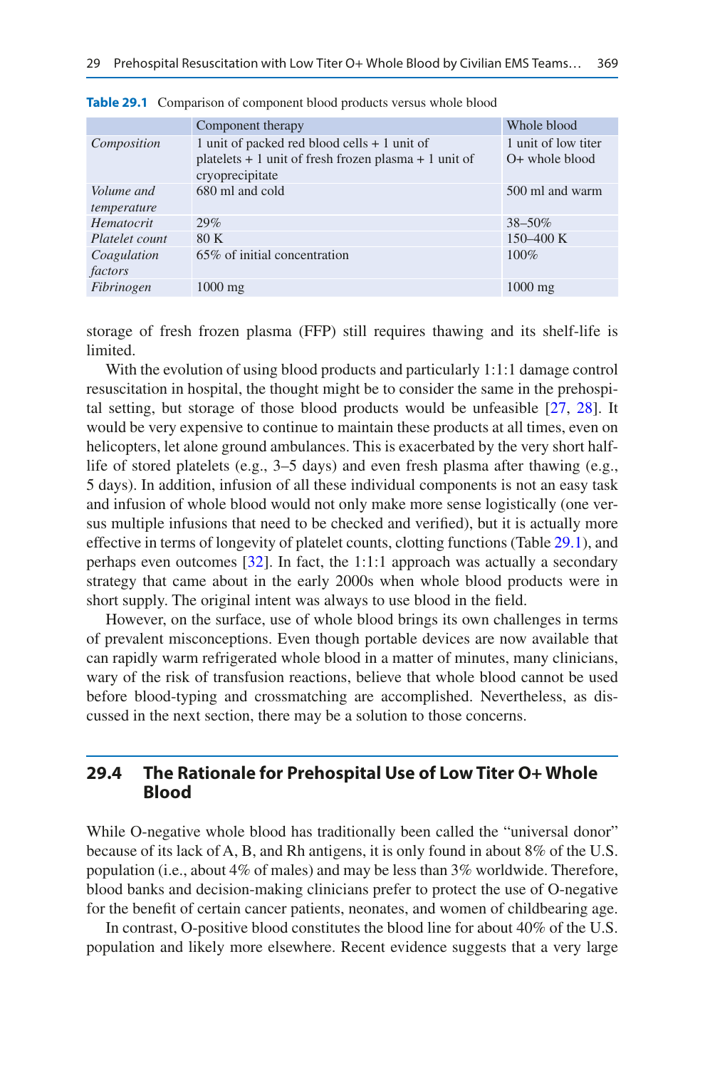**Table 29.1** Comparison of component blood products versus whole blood

| | Component therapy | Whole blood |
|---|---|---|
| *Composition* | 1 unit of packed red blood cells + 1 unit of platelets + 1 unit of fresh frozen plasma + 1 unit of cryoprecipitate | 1 unit of low titer O+ whole blood |
| *Volume and temperature* | 680 ml and cold | 500 ml and warm |
| *Hematocrit* | 29% | 38–50% |
| *Platelet count* | 80 K | 150–400 K |
| *Coagulation factors* | 65% of initial concentration | 100% |
| *Fibrinogen* | 1000 mg | 1000 mg |

storage of fresh frozen plasma (FFP) still requires thawing and its shelf-life is limited.

With the evolution of using blood products and particularly 1:1:1 damage control resuscitation in hospital, the thought might be to consider the same in the prehospital setting, but storage of those blood products would be unfeasible [27, 28]. It would be very expensive to continue to maintain these products at all times, even on helicopters, let alone ground ambulances. This is exacerbated by the very short half-life of stored platelets (e.g., 3–5 days) and even fresh plasma after thawing (e.g., 5 days). In addition, infusion of all these individual components is not an easy task and infusion of whole blood would not only make more sense logistically (one versus multiple infusions that need to be checked and verified), but it is actually more effective in terms of longevity of platelet counts, clotting functions (Table 29.1), and perhaps even outcomes [32]. In fact, the 1:1:1 approach was actually a secondary strategy that came about in the early 2000s when whole blood products were in short supply. The original intent was always to use blood in the field.

However, on the surface, use of whole blood brings its own challenges in terms of prevalent misconceptions. Even though portable devices are now available that can rapidly warm refrigerated whole blood in a matter of minutes, many clinicians, wary of the risk of transfusion reactions, believe that whole blood cannot be used before blood-typing and crossmatching are accomplished. Nevertheless, as discussed in the next section, there may be a solution to those concerns.

## 29.4 The Rationale for Prehospital Use of Low Titer O+ Whole Blood

While O-negative whole blood has traditionally been called the "universal donor" because of its lack of A, B, and Rh antigens, it is only found in about 8% of the U.S. population (i.e., about 4% of males) and may be less than 3% worldwide. Therefore, blood banks and decision-making clinicians prefer to protect the use of O-negative for the benefit of certain cancer patients, neonates, and women of childbearing age.

In contrast, O-positive blood constitutes the blood line for about 40% of the U.S. population and likely more elsewhere. Recent evidence suggests that a very large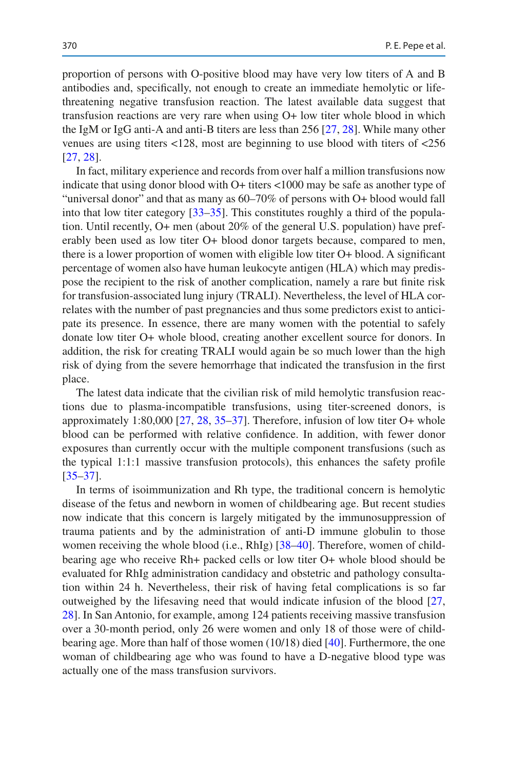proportion of persons with O-positive blood may have very low titers of A and B antibodies and, specifically, not enough to create an immediate hemolytic or life-threatening negative transfusion reaction. The latest available data suggest that transfusion reactions are very rare when using O+ low titer whole blood in which the IgM or IgG anti-A and anti-B titers are less than 256 [27, 28]. While many other venues are using titers <128, most are beginning to use blood with titers of <256 [27, 28].

In fact, military experience and records from over half a million transfusions now indicate that using donor blood with O+ titers <1000 may be safe as another type of "universal donor" and that as many as 60–70% of persons with O+ blood would fall into that low titer category [33–35]. This constitutes roughly a third of the population. Until recently, O+ men (about 20% of the general U.S. population) have preferably been used as low titer O+ blood donor targets because, compared to men, there is a lower proportion of women with eligible low titer O+ blood. A significant percentage of women also have human leukocyte antigen (HLA) which may predispose the recipient to the risk of another complication, namely a rare but finite risk for transfusion-associated lung injury (TRALI). Nevertheless, the level of HLA correlates with the number of past pregnancies and thus some predictors exist to anticipate its presence. In essence, there are many women with the potential to safely donate low titer O+ whole blood, creating another excellent source for donors. In addition, the risk for creating TRALI would again be so much lower than the high risk of dying from the severe hemorrhage that indicated the transfusion in the first place.

The latest data indicate that the civilian risk of mild hemolytic transfusion reactions due to plasma-incompatible transfusions, using titer-screened donors, is approximately 1:80,000 [27, 28, 35–37]. Therefore, infusion of low titer O+ whole blood can be performed with relative confidence. In addition, with fewer donor exposures than currently occur with the multiple component transfusions (such as the typical 1:1:1 massive transfusion protocols), this enhances the safety profile [35–37].

In terms of isoimmunization and Rh type, the traditional concern is hemolytic disease of the fetus and newborn in women of childbearing age. But recent studies now indicate that this concern is largely mitigated by the immunosuppression of trauma patients and by the administration of anti-D immune globulin to those women receiving the whole blood (i.e., RhIg) [38–40]. Therefore, women of childbearing age who receive Rh+ packed cells or low titer O+ whole blood should be evaluated for RhIg administration candidacy and obstetric and pathology consultation within 24 h. Nevertheless, their risk of having fetal complications is so far outweighed by the lifesaving need that would indicate infusion of the blood [27, 28]. In San Antonio, for example, among 124 patients receiving massive transfusion over a 30-month period, only 26 were women and only 18 of those were of childbearing age. More than half of those women (10/18) died [40]. Furthermore, the one woman of childbearing age who was found to have a D-negative blood type was actually one of the mass transfusion survivors.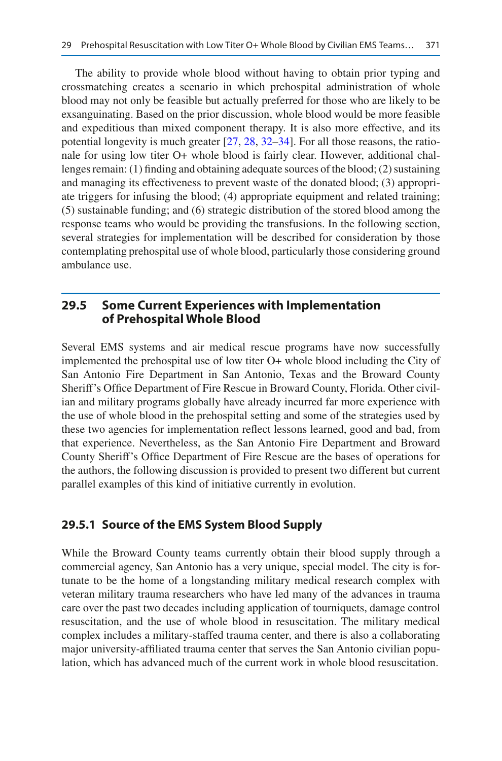The ability to provide whole blood without having to obtain prior typing and crossmatching creates a scenario in which prehospital administration of whole blood may not only be feasible but actually preferred for those who are likely to be exsanguinating. Based on the prior discussion, whole blood would be more feasible and expeditious than mixed component therapy. It is also more effective, and its potential longevity is much greater [27, 28, 32–34]. For all those reasons, the rationale for using low titer O+ whole blood is fairly clear. However, additional challenges remain: (1) finding and obtaining adequate sources of the blood; (2) sustaining and managing its effectiveness to prevent waste of the donated blood; (3) appropriate triggers for infusing the blood; (4) appropriate equipment and related training; (5) sustainable funding; and (6) strategic distribution of the stored blood among the response teams who would be providing the transfusions. In the following section, several strategies for implementation will be described for consideration by those contemplating prehospital use of whole blood, particularly those considering ground ambulance use.

## 29.5 Some Current Experiences with Implementation of Prehospital Whole Blood

Several EMS systems and air medical rescue programs have now successfully implemented the prehospital use of low titer O+ whole blood including the City of San Antonio Fire Department in San Antonio, Texas and the Broward County Sheriff's Office Department of Fire Rescue in Broward County, Florida. Other civilian and military programs globally have already incurred far more experience with the use of whole blood in the prehospital setting and some of the strategies used by these two agencies for implementation reflect lessons learned, good and bad, from that experience. Nevertheless, as the San Antonio Fire Department and Broward County Sheriff's Office Department of Fire Rescue are the bases of operations for the authors, the following discussion is provided to present two different but current parallel examples of this kind of initiative currently in evolution.

### 29.5.1 Source of the EMS System Blood Supply

While the Broward County teams currently obtain their blood supply through a commercial agency, San Antonio has a very unique, special model. The city is fortunate to be the home of a longstanding military medical research complex with veteran military trauma researchers who have led many of the advances in trauma care over the past two decades including application of tourniquets, damage control resuscitation, and the use of whole blood in resuscitation. The military medical complex includes a military-staffed trauma center, and there is also a collaborating major university-affiliated trauma center that serves the San Antonio civilian population, which has advanced much of the current work in whole blood resuscitation.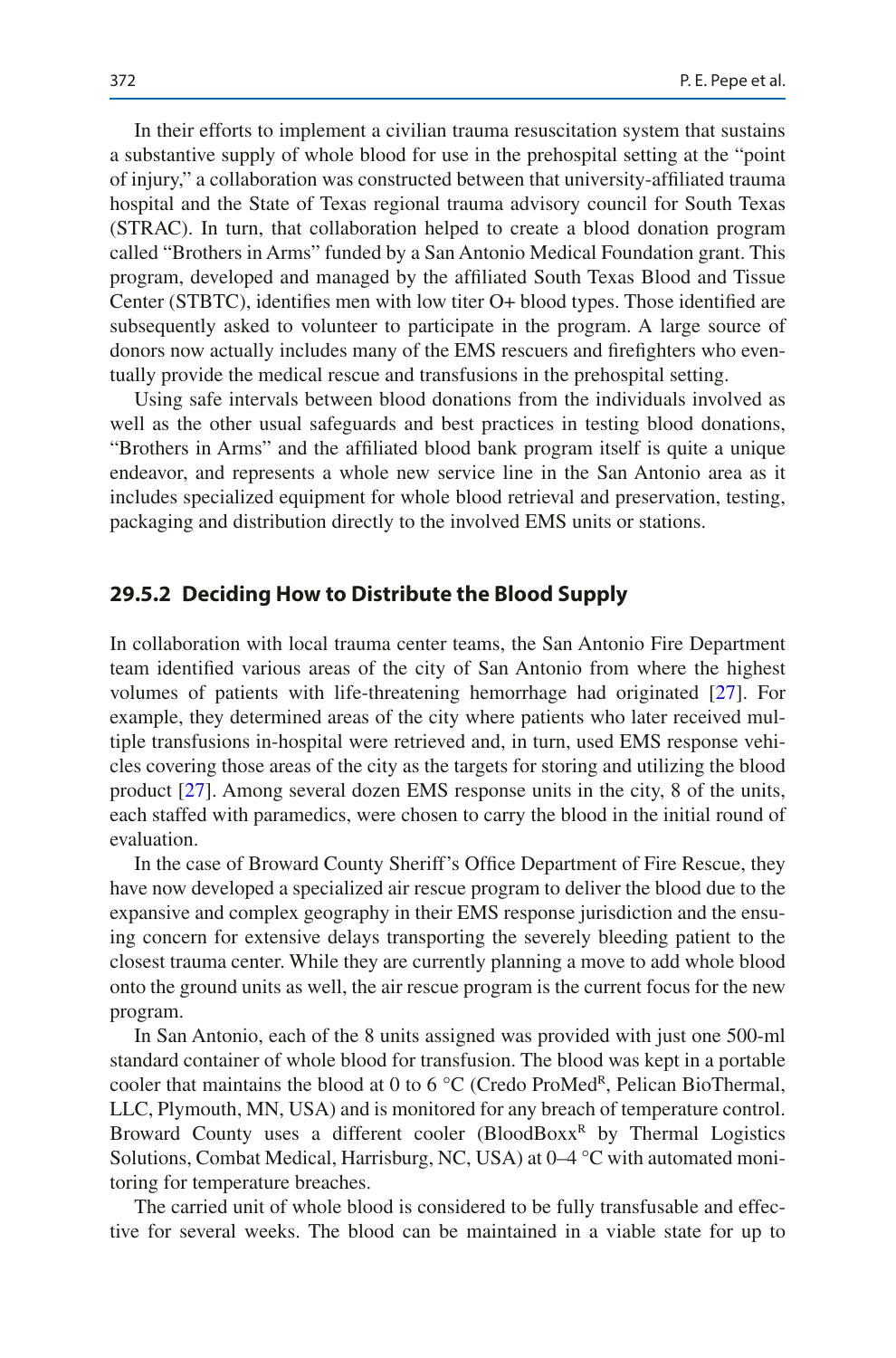In their efforts to implement a civilian trauma resuscitation system that sustains a substantive supply of whole blood for use in the prehospital setting at the "point of injury," a collaboration was constructed between that university-affiliated trauma hospital and the State of Texas regional trauma advisory council for South Texas (STRAC). In turn, that collaboration helped to create a blood donation program called "Brothers in Arms" funded by a San Antonio Medical Foundation grant. This program, developed and managed by the affiliated South Texas Blood and Tissue Center (STBTC), identifies men with low titer O+ blood types. Those identified are subsequently asked to volunteer to participate in the program. A large source of donors now actually includes many of the EMS rescuers and firefighters who eventually provide the medical rescue and transfusions in the prehospital setting.

Using safe intervals between blood donations from the individuals involved as well as the other usual safeguards and best practices in testing blood donations, "Brothers in Arms" and the affiliated blood bank program itself is quite a unique endeavor, and represents a whole new service line in the San Antonio area as it includes specialized equipment for whole blood retrieval and preservation, testing, packaging and distribution directly to the involved EMS units or stations.

### 29.5.2 Deciding How to Distribute the Blood Supply

In collaboration with local trauma center teams, the San Antonio Fire Department team identified various areas of the city of San Antonio from where the highest volumes of patients with life-threatening hemorrhage had originated [27]. For example, they determined areas of the city where patients who later received multiple transfusions in-hospital were retrieved and, in turn, used EMS response vehicles covering those areas of the city as the targets for storing and utilizing the blood product [27]. Among several dozen EMS response units in the city, 8 of the units, each staffed with paramedics, were chosen to carry the blood in the initial round of evaluation.

In the case of Broward County Sheriff's Office Department of Fire Rescue, they have now developed a specialized air rescue program to deliver the blood due to the expansive and complex geography in their EMS response jurisdiction and the ensuing concern for extensive delays transporting the severely bleeding patient to the closest trauma center. While they are currently planning a move to add whole blood onto the ground units as well, the air rescue program is the current focus for the new program.

In San Antonio, each of the 8 units assigned was provided with just one 500-ml standard container of whole blood for transfusion. The blood was kept in a portable cooler that maintains the blood at 0 to 6 °C (Credo ProMed[R], Pelican BioThermal, LLC, Plymouth, MN, USA) and is monitored for any breach of temperature control. Broward County uses a different cooler (BloodBoxx[R] by Thermal Logistics Solutions, Combat Medical, Harrisburg, NC, USA) at 0–4 °C with automated monitoring for temperature breaches.

The carried unit of whole blood is considered to be fully transfusable and effective for several weeks. The blood can be maintained in a viable state for up to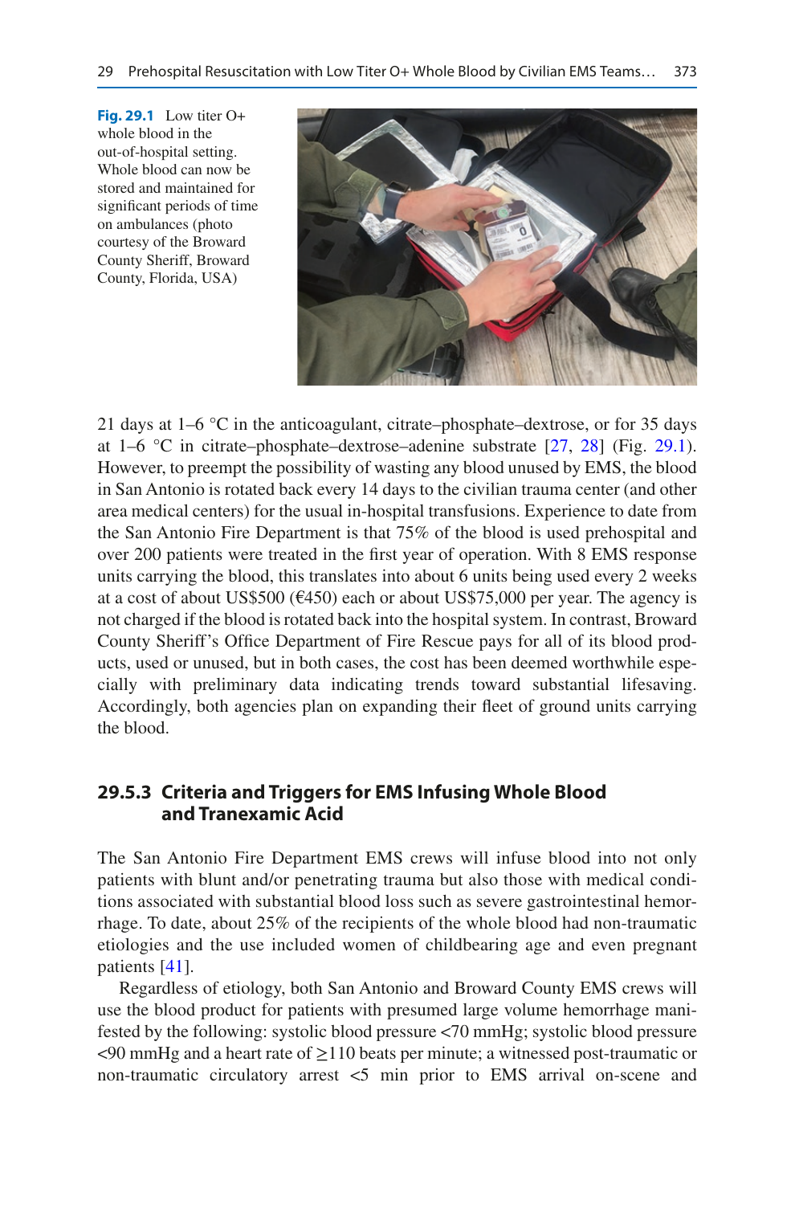Fig. 29.1 Low titer O+ whole blood in the out-of-hospital setting. Whole blood can now be stored and maintained for significant periods of time on ambulances (photo courtesy of the Broward County Sheriff, Broward County, Florida, USA)

21 days at 1–6 °C in the anticoagulant, citrate–phosphate–dextrose, or for 35 days at 1–6 °C in citrate–phosphate–dextrose–adenine substrate [27, 28] (Fig. 29.1). However, to preempt the possibility of wasting any blood unused by EMS, the blood in San Antonio is rotated back every 14 days to the civilian trauma center (and other area medical centers) for the usual in-hospital transfusions. Experience to date from the San Antonio Fire Department is that 75% of the blood is used prehospital and over 200 patients were treated in the first year of operation. With 8 EMS response units carrying the blood, this translates into about 6 units being used every 2 weeks at a cost of about US$500 (€450) each or about US$75,000 per year. The agency is not charged if the blood is rotated back into the hospital system. In contrast, Broward County Sheriff's Office Department of Fire Rescue pays for all of its blood products, used or unused, but in both cases, the cost has been deemed worthwhile especially with preliminary data indicating trends toward substantial lifesaving. Accordingly, both agencies plan on expanding their fleet of ground units carrying the blood.

### 29.5.3 Criteria and Triggers for EMS Infusing Whole Blood and Tranexamic Acid

The San Antonio Fire Department EMS crews will infuse blood into not only patients with blunt and/or penetrating trauma but also those with medical conditions associated with substantial blood loss such as severe gastrointestinal hemorrhage. To date, about 25% of the recipients of the whole blood had non-traumatic etiologies and the use included women of childbearing age and even pregnant patients [41].

Regardless of etiology, both San Antonio and Broward County EMS crews will use the blood product for patients with presumed large volume hemorrhage manifested by the following: systolic blood pressure <70 mmHg; systolic blood pressure <90 mmHg and a heart rate of ≥110 beats per minute; a witnessed post-traumatic or non-traumatic circulatory arrest <5 min prior to EMS arrival on-scene and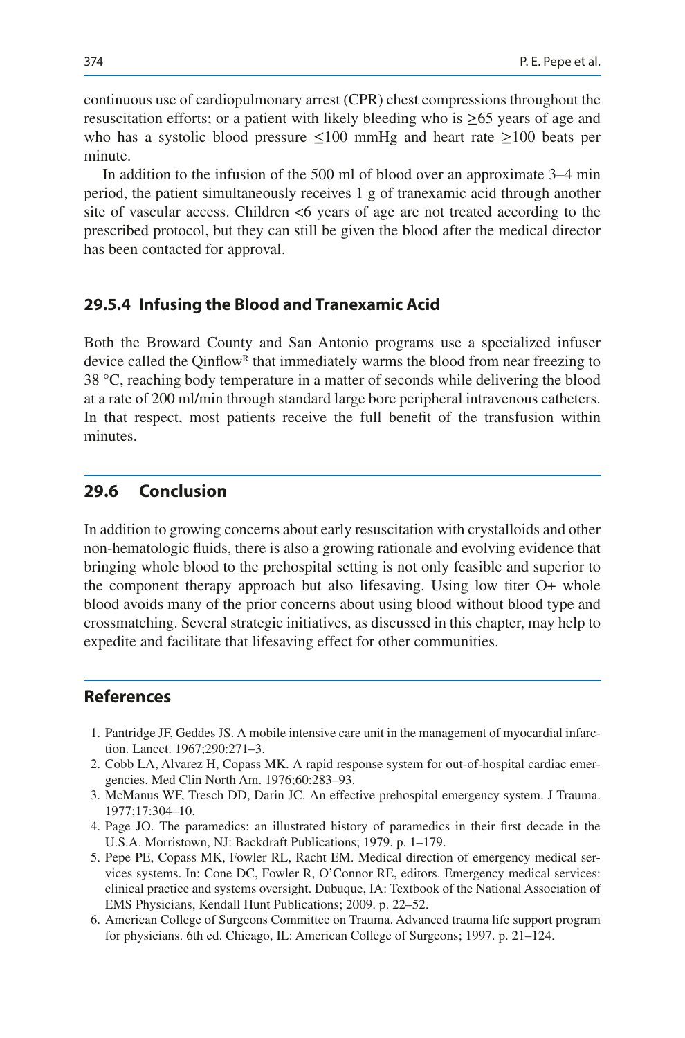continuous use of cardiopulmonary arrest (CPR) chest compressions throughout the resuscitation efforts; or a patient with likely bleeding who is ≥65 years of age and who has a systolic blood pressure ≤100 mmHg and heart rate ≥100 beats per minute.

In addition to the infusion of the 500 ml of blood over an approximate 3–4 min period, the patient simultaneously receives 1 g of tranexamic acid through another site of vascular access. Children <6 years of age are not treated according to the prescribed protocol, but they can still be given the blood after the medical director has been contacted for approval.

### 29.5.4 Infusing the Blood and Tranexamic Acid

Both the Broward County and San Antonio programs use a specialized infuser device called the Qinflow[R] that immediately warms the blood from near freezing to 38 °C, reaching body temperature in a matter of seconds while delivering the blood at a rate of 200 ml/min through standard large bore peripheral intravenous catheters. In that respect, most patients receive the full benefit of the transfusion within minutes.

## 29.6 Conclusion

In addition to growing concerns about early resuscitation with crystalloids and other non-hematologic fluids, there is also a growing rationale and evolving evidence that bringing whole blood to the prehospital setting is not only feasible and superior to the component therapy approach but also lifesaving. Using low titer O+ whole blood avoids many of the prior concerns about using blood without blood type and crossmatching. Several strategic initiatives, as discussed in this chapter, may help to expedite and facilitate that lifesaving effect for other communities.

## References

1. Pantridge JF, Geddes JS. A mobile intensive care unit in the management of myocardial infarction. Lancet. 1967;290:271–3.
2. Cobb LA, Alvarez H, Copass MK. A rapid response system for out-of-hospital cardiac emergencies. Med Clin North Am. 1976;60:283–93.
3. McManus WF, Tresch DD, Darin JC. An effective prehospital emergency system. J Trauma. 1977;17:304–10.
4. Page JO. The paramedics: an illustrated history of paramedics in their first decade in the U.S.A. Morristown, NJ: Backdraft Publications; 1979. p. 1–179.
5. Pepe PE, Copass MK, Fowler RL, Racht EM. Medical direction of emergency medical services systems. In: Cone DC, Fowler R, O'Connor RE, editors. Emergency medical services: clinical practice and systems oversight. Dubuque, IA: Textbook of the National Association of EMS Physicians, Kendall Hunt Publications; 2009. p. 22–52.
6. American College of Surgeons Committee on Trauma. Advanced trauma life support program for physicians. 6th ed. Chicago, IL: American College of Surgeons; 1997. p. 21–124.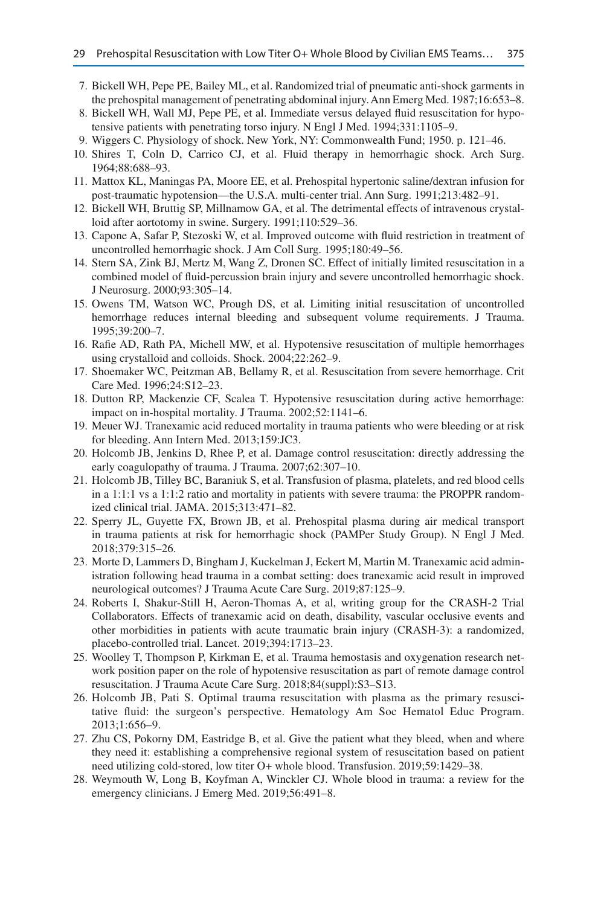7. Bickell WH, Pepe PE, Bailey ML, et al. Randomized trial of pneumatic anti-shock garments in the prehospital management of penetrating abdominal injury. Ann Emerg Med. 1987;16:653–8.
8. Bickell WH, Wall MJ, Pepe PE, et al. Immediate versus delayed fluid resuscitation for hypotensive patients with penetrating torso injury. N Engl J Med. 1994;331:1105–9.
9. Wiggers C. Physiology of shock. New York, NY: Commonwealth Fund; 1950. p. 121–46.
10. Shires T, Coln D, Carrico CJ, et al. Fluid therapy in hemorrhagic shock. Arch Surg. 1964;88:688–93.
11. Mattox KL, Maningas PA, Moore EE, et al. Prehospital hypertonic saline/dextran infusion for post-traumatic hypotension—the U.S.A. multi-center trial. Ann Surg. 1991;213:482–91.
12. Bickell WH, Bruttig SP, Millnamow GA, et al. The detrimental effects of intravenous crystalloid after aortotomy in swine. Surgery. 1991;110:529–36.
13. Capone A, Safar P, Stezoski W, et al. Improved outcome with fluid restriction in treatment of uncontrolled hemorrhagic shock. J Am Coll Surg. 1995;180:49–56.
14. Stern SA, Zink BJ, Mertz M, Wang Z, Dronen SC. Effect of initially limited resuscitation in a combined model of fluid-percussion brain injury and severe uncontrolled hemorrhagic shock. J Neurosurg. 2000;93:305–14.
15. Owens TM, Watson WC, Prough DS, et al. Limiting initial resuscitation of uncontrolled hemorrhage reduces internal bleeding and subsequent volume requirements. J Trauma. 1995;39:200–7.
16. Rafie AD, Rath PA, Michell MW, et al. Hypotensive resuscitation of multiple hemorrhages using crystalloid and colloids. Shock. 2004;22:262–9.
17. Shoemaker WC, Peitzman AB, Bellamy R, et al. Resuscitation from severe hemorrhage. Crit Care Med. 1996;24:S12–23.
18. Dutton RP, Mackenzie CF, Scalea T. Hypotensive resuscitation during active hemorrhage: impact on in-hospital mortality. J Trauma. 2002;52:1141–6.
19. Meuer WJ. Tranexamic acid reduced mortality in trauma patients who were bleeding or at risk for bleeding. Ann Intern Med. 2013;159:JC3.
20. Holcomb JB, Jenkins D, Rhee P, et al. Damage control resuscitation: directly addressing the early coagulopathy of trauma. J Trauma. 2007;62:307–10.
21. Holcomb JB, Tilley BC, Baraniuk S, et al. Transfusion of plasma, platelets, and red blood cells in a 1:1:1 vs a 1:1:2 ratio and mortality in patients with severe trauma: the PROPPR randomized clinical trial. JAMA. 2015;313:471–82.
22. Sperry JL, Guyette FX, Brown JB, et al. Prehospital plasma during air medical transport in trauma patients at risk for hemorrhagic shock (PAMPer Study Group). N Engl J Med. 2018;379:315–26.
23. Morte D, Lammers D, Bingham J, Kuckelman J, Eckert M, Martin M. Tranexamic acid administration following head trauma in a combat setting: does tranexamic acid result in improved neurological outcomes? J Trauma Acute Care Surg. 2019;87:125–9.
24. Roberts I, Shakur-Still H, Aeron-Thomas A, et al, writing group for the CRASH-2 Trial Collaborators. Effects of tranexamic acid on death, disability, vascular occlusive events and other morbidities in patients with acute traumatic brain injury (CRASH-3): a randomized, placebo-controlled trial. Lancet. 2019;394:1713–23.
25. Woolley T, Thompson P, Kirkman E, et al. Trauma hemostasis and oxygenation research network position paper on the role of hypotensive resuscitation as part of remote damage control resuscitation. J Trauma Acute Care Surg. 2018;84(suppl):S3–S13.
26. Holcomb JB, Pati S. Optimal trauma resuscitation with plasma as the primary resuscitative fluid: the surgeon's perspective. Hematology Am Soc Hematol Educ Program. 2013;1:656–9.
27. Zhu CS, Pokorny DM, Eastridge B, et al. Give the patient what they bleed, when and where they need it: establishing a comprehensive regional system of resuscitation based on patient need utilizing cold-stored, low titer O+ whole blood. Transfusion. 2019;59:1429–38.
28. Weymouth W, Long B, Koyfman A, Winckler CJ. Whole blood in trauma: a review for the emergency clinicians. J Emerg Med. 2019;56:491–8.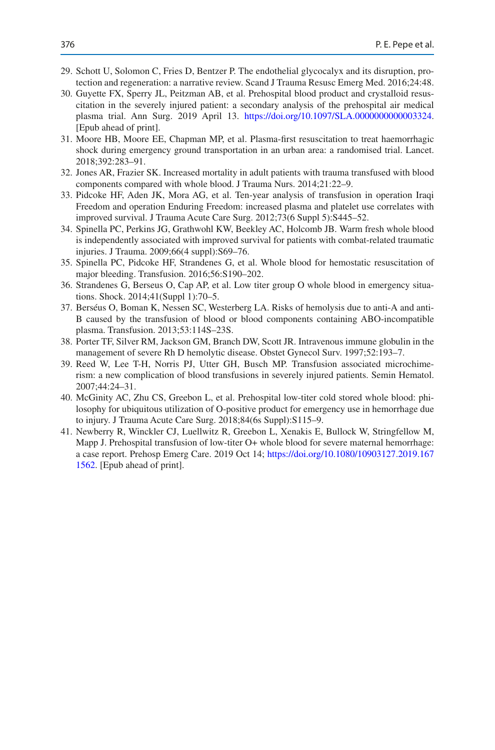29. Schott U, Solomon C, Fries D, Bentzer P. The endothelial glycocalyx and its disruption, protection and regeneration: a narrative review. Scand J Trauma Resusc Emerg Med. 2016;24:48.
30. Guyette FX, Sperry JL, Peitzman AB, et al. Prehospital blood product and crystalloid resuscitation in the severely injured patient: a secondary analysis of the prehospital air medical plasma trial. Ann Surg. 2019 April 13. https://doi.org/10.1097/SLA.0000000000003324. [Epub ahead of print].
31. Moore HB, Moore EE, Chapman MP, et al. Plasma-first resuscitation to treat haemorrhagic shock during emergency ground transportation in an urban area: a randomised trial. Lancet. 2018;392:283–91.
32. Jones AR, Frazier SK. Increased mortality in adult patients with trauma transfused with blood components compared with whole blood. J Trauma Nurs. 2014;21:22–9.
33. Pidcoke HF, Aden JK, Mora AG, et al. Ten-year analysis of transfusion in operation Iraqi Freedom and operation Enduring Freedom: increased plasma and platelet use correlates with improved survival. J Trauma Acute Care Surg. 2012;73(6 Suppl 5):S445–52.
34. Spinella PC, Perkins JG, Grathwohl KW, Beekley AC, Holcomb JB. Warm fresh whole blood is independently associated with improved survival for patients with combat-related traumatic injuries. J Trauma. 2009;66(4 suppl):S69–76.
35. Spinella PC, Pidcoke HF, Strandenes G, et al. Whole blood for hemostatic resuscitation of major bleeding. Transfusion. 2016;56:S190–202.
36. Strandenes G, Berseus O, Cap AP, et al. Low titer group O whole blood in emergency situations. Shock. 2014;41(Suppl 1):70–5.
37. Berséus O, Boman K, Nessen SC, Westerberg LA. Risks of hemolysis due to anti-A and anti-B caused by the transfusion of blood or blood components containing ABO-incompatible plasma. Transfusion. 2013;53:114S–23S.
38. Porter TF, Silver RM, Jackson GM, Branch DW, Scott JR. Intravenous immune globulin in the management of severe Rh D hemolytic disease. Obstet Gynecol Surv. 1997;52:193–7.
39. Reed W, Lee T-H, Norris PJ, Utter GH, Busch MP. Transfusion associated microchimerism: a new complication of blood transfusions in severely injured patients. Semin Hematol. 2007;44:24–31.
40. McGinity AC, Zhu CS, Greebon L, et al. Prehospital low-titer cold stored whole blood: philosophy for ubiquitous utilization of O-positive product for emergency use in hemorrhage due to injury. J Trauma Acute Care Surg. 2018;84(6s Suppl):S115–9.
41. Newberry R, Winckler CJ, Luellwitz R, Greebon L, Xenakis E, Bullock W, Stringfellow M, Mapp J. Prehospital transfusion of low-titer O+ whole blood for severe maternal hemorrhage: a case report. Prehosp Emerg Care. 2019 Oct 14; https://doi.org/10.1080/10903127.2019.1671562. [Epub ahead of print].